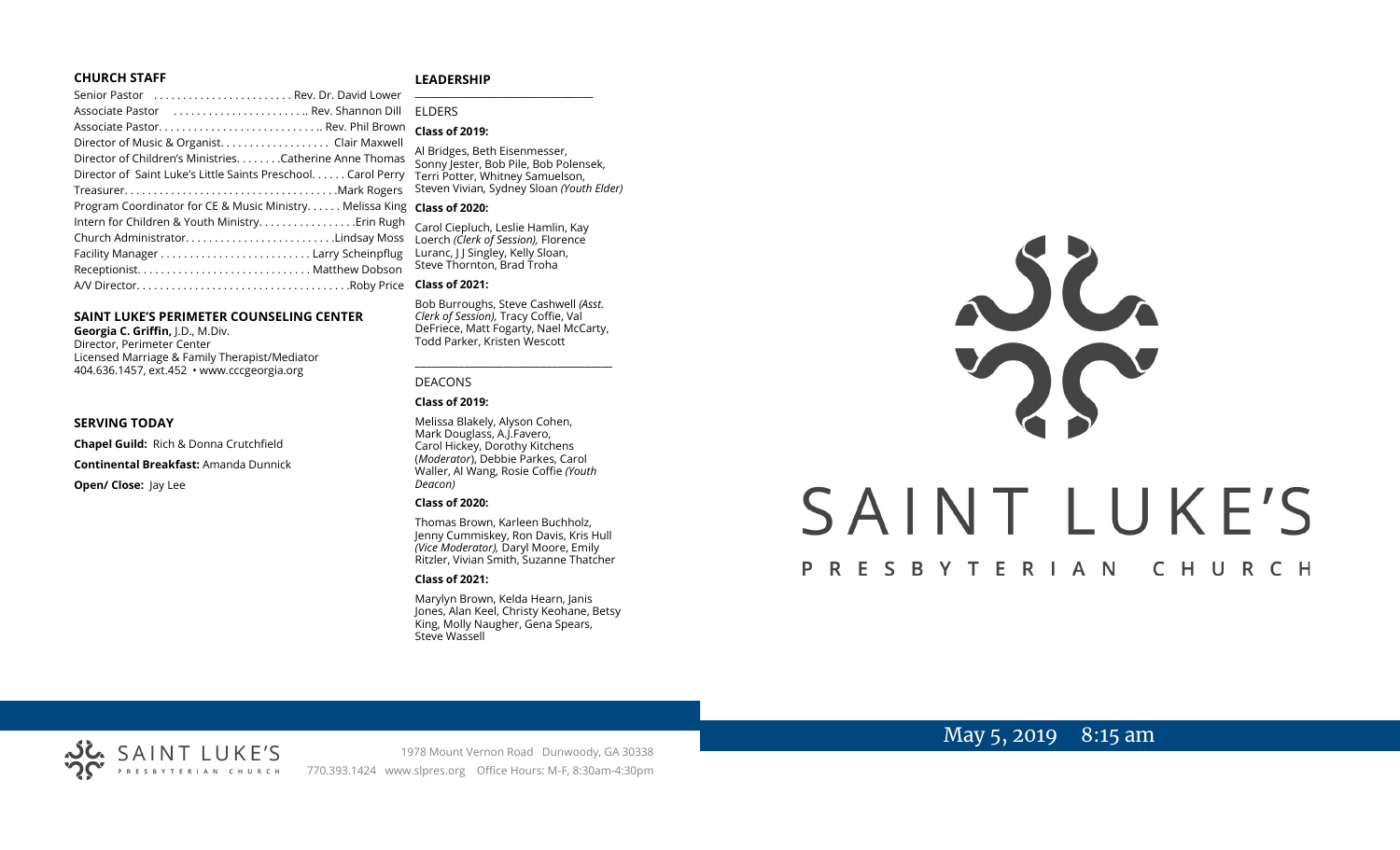## CHURCH STAFF

Senior Pastor . . . . . . . . . . . . . . . . . . . . . . . Rev. Dr. David Lower
Associate Pastor . . . . . . . . . . . . . . . . . . . . . . .. Rev. Shannon Dill
Associate Pastor. . . . . . . . . . . . . . . . . . . . . . . . . . . .. Rev. Phil Brown
Director of Music & Organist. . . . . . . . . . . . . . . . . . Clair Maxwell
Director of Children's Ministries. . . . . . . .Catherine Anne Thomas
Director of Saint Luke's Little Saints Preschool. . . . . . Carol Perry
Treasurer. . . . . . . . . . . . . . . . . . . . . . . . . . . . . . . . . . . .Mark Rogers
Program Coordinator for CE & Music Ministry. . . . . . Melissa King
Intern for Children & Youth Ministry. . . . . . . . . . . . . . . . .Erin Rugh
Church Administrator. . . . . . . . . . . . . . . . . . . . . . . . . .Lindsay Moss
Facility Manager . . . . . . . . . . . . . . . . . . . . . . . . . Larry Scheinpflug
Receptionist. . . . . . . . . . . . . . . . . . . . . . . . . . . . . Matthew Dobson
A/V Director. . . . . . . . . . . . . . . . . . . . . . . . . . . . . . . . . . . .Roby Price

## SAINT LUKE'S PERIMETER COUNSELING CENTER

**Georgia C. Griffin,** J.D., M.Div.
Director, Perimeter Center
Licensed Marriage & Family Therapist/Mediator
404.636.1457, ext.452 • www.cccgeorgia.org

## SERVING TODAY

**Chapel Guild:** Rich & Donna Crutchfield

**Continental Breakfast:** Amanda Dunnick

**Open/ Close:** Jay Lee

## LEADERSHIP

ELDERS

**Class of 2019:**

Al Bridges, Beth Eisenmesser, Sonny Jester, Bob Pile, Bob Polensek, Terri Potter, Whitney Samuelson, Steven Vivian*,* Sydney Sloan *(Youth Elder)*

**Class of 2020:**

Carol Ciepluch, Leslie Hamlin, Kay Loerch *(Clerk of Session),* Florence Luranc, J J Singley, Kelly Sloan, Steve Thornton, Brad Troha

**Class of 2021:**

Bob Burroughs, Steve Cashwell *(Asst. Clerk of Session),* Tracy Coffie, Val DeFriece, Matt Fogarty, Nael McCarty, Todd Parker, Kristen Wescott

DEACONS

**Class of 2019:**

Melissa Blakely, Alyson Cohen, Mark Douglass, A.J.Favero, Carol Hickey, Dorothy Kitchens (*Moderator*), Debbie Parkes, Carol Waller, Al Wang, Rosie Coffie *(Youth Deacon)*

**Class of 2020:**

Thomas Brown, Karleen Buchholz, Jenny Cummiskey, Ron Davis, Kris Hull *(Vice Moderator),* Daryl Moore, Emily Ritzler, Vivian Smith, Suzanne Thatcher

**Class of 2021:**

Marylyn Brown, Kelda Hearn, Janis Jones, Alan Keel, Christy Keohane, Betsy King, Molly Naugher, Gena Spears, Steve Wassell

# SAINT LUKE'S PRESBYTERIAN CHURCH

May 5, 2019 8:15 am

SAINT LUKE'S PRESBYTERIAN CHURCH
1978 Mount Vernon Road Dunwoody, GA 30338
770.393.1424 www.slpres.org Office Hours: M-F, 8:30am-4:30pm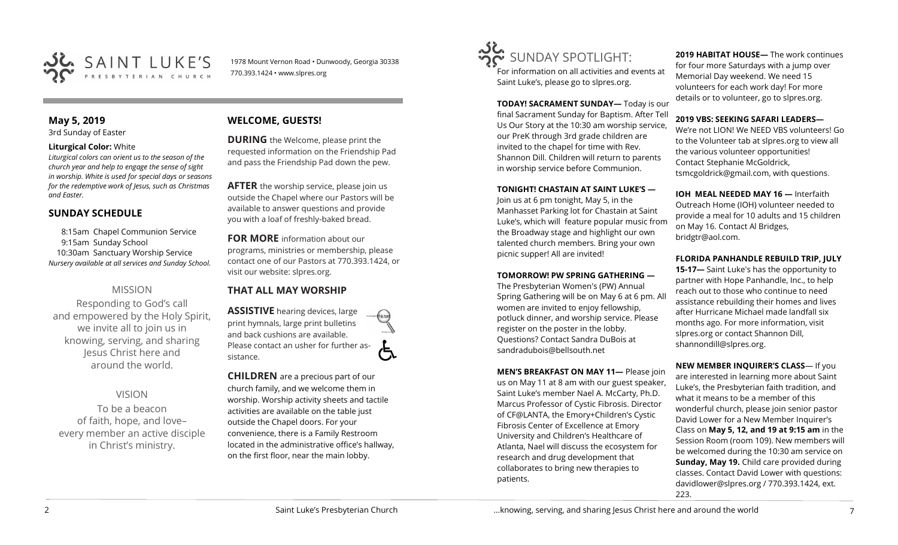# SAINT LUKE'S PRESBYTERIAN CHURCH

1978 Mount Vernon Road • Dunwoody, Georgia 30338
770.393.1424 • www.slpres.org

## May 5, 2019

3rd Sunday of Easter

**Liturgical Color:** White

*Liturgical colors can orient us to the season of the church year and help to engage the sense of sight in worship. White is used for special days or seasons for the redemptive work of Jesus, such as Christmas and Easter.*

## SUNDAY SCHEDULE

8:15am Chapel Communion Service
9:15am Sunday School
10:30am Sanctuary Worship Service
*Nursery available at all services and Sunday School.*

## MISSION

Responding to God's call and empowered by the Holy Spirit, we invite all to join us in knowing, serving, and sharing Jesus Christ here and around the world.

## VISION

To be a beacon of faith, hope, and love– every member an active disciple in Christ's ministry.

## WELCOME, GUESTS!

**DURING** the Welcome, please print the requested information on the Friendship Pad and pass the Friendship Pad down the pew.

**AFTER** the worship service, please join us outside the Chapel where our Pastors will be available to answer questions and provide you with a loaf of freshly-baked bread.

**FOR MORE** information about our programs, ministries or membership, please contact one of our Pastors at 770.393.1424, or visit our website: slpres.org.

## THAT ALL MAY WORSHIP

**ASSISTIVE** hearing devices, large print hymnals, large print bulletins and back cushions are available. Please contact an usher for further assistance.

**CHILDREN** are a precious part of our church family, and we welcome them in worship. Worship activity sheets and tactile activities are available on the table just outside the Chapel doors. For your convenience, there is a Family Restroom located in the administrative office's hallway, on the first floor, near the main lobby.

# SUNDAY SPOTLIGHT:

For information on all activities and events at Saint Luke's, please go to slpres.org.

**TODAY! SACRAMENT SUNDAY—** Today is our final Sacrament Sunday for Baptism. After Tell Us Our Story at the 10:30 am worship service, our PreK through 3rd grade children are invited to the chapel for time with Rev. Shannon Dill. Children will return to parents in worship service before Communion.

**TONIGHT! CHASTAIN AT SAINT LUKE'S —** Join us at 6 pm tonight, May 5, in the Manhasset Parking lot for Chastain at Saint Luke's, which will feature popular music from the Broadway stage and highlight our own talented church members. Bring your own picnic supper! All are invited!

**TOMORROW! PW SPRING GATHERING —** The Presbyterian Women's (PW) Annual Spring Gathering will be on May 6 at 6 pm. All women are invited to enjoy fellowship, potluck dinner, and worship service. Please register on the poster in the lobby. Questions? Contact Sandra DuBois at sandradubois@bellsouth.net

**MEN'S BREAKFAST ON MAY 11—** Please join us on May 11 at 8 am with our guest speaker, Saint Luke's member Nael A. McCarty, Ph.D. Marcus Professor of Cystic Fibrosis. Director of CF@LANTA, the Emory+Children's Cystic Fibrosis Center of Excellence at Emory University and Children's Healthcare of Atlanta, Nael will discuss the ecosystem for research and drug development that collaborates to bring new therapies to patients.

**2019 HABITAT HOUSE—** The work continues for four more Saturdays with a jump over Memorial Day weekend. We need 15 volunteers for each work day! For more details or to volunteer, go to slpres.org.

**2019 VBS: SEEKING SAFARI LEADERS—** We're not LION! We NEED VBS volunteers! Go to the Volunteer tab at slpres.org to view all the various volunteer opportunities! Contact Stephanie McGoldrick, tsmcgoldrick@gmail.com, with questions.

**IOH MEAL NEEDED MAY 16 —** Interfaith Outreach Home (IOH) volunteer needed to provide a meal for 10 adults and 15 children on May 16. Contact Al Bridges, bridgtr@aol.com.

**FLORIDA PANHANDLE REBUILD TRIP, JULY 15-17—** Saint Luke's has the opportunity to partner with Hope Panhandle, Inc., to help reach out to those who continue to need assistance rebuilding their homes and lives after Hurricane Michael made landfall six months ago. For more information, visit slpres.org or contact Shannon Dill, shannondill@slpres.org.

**NEW MEMBER INQUIRER'S CLASS**— If you are interested in learning more about Saint Luke's, the Presbyterian faith tradition, and what it means to be a member of this wonderful church, please join senior pastor David Lower for a New Member Inquirer's Class on **May 5, 12, and 19 at 9:15 am** in the Session Room (room 109). New members will be welcomed during the 10:30 am service on **Sunday, May 19.** Child care provided during classes. Contact David Lower with questions: davidlower@slpres.org / 770.393.1424, ext. 223.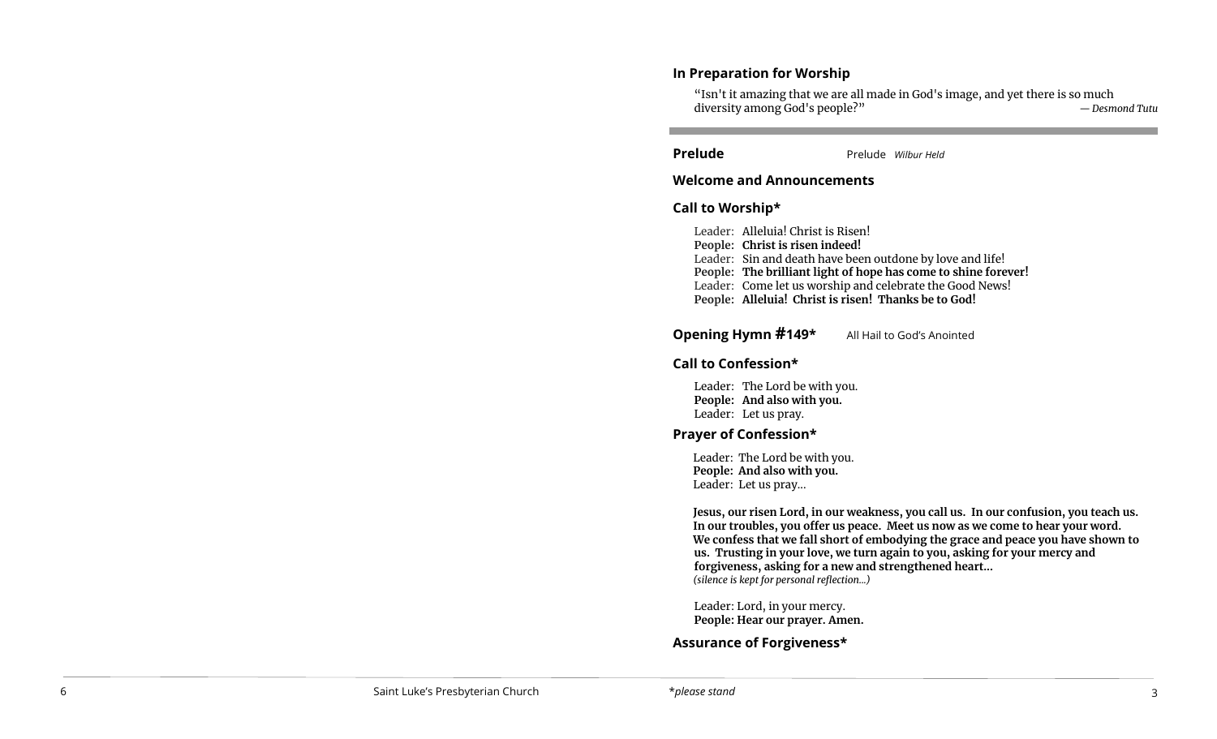## In Preparation for Worship

"Isn't it amazing that we are all made in God's image, and yet there is so much diversity among God's people?" *— Desmond Tutu*

---

**Prelude** Prelude *Wilbur Held*

**Welcome and Announcements**

**Call to Worship***

Leader: Alleluia! Christ is Risen!
**People: Christ is risen indeed!**
Leader: Sin and death have been outdone by love and life!
**People: The brilliant light of hope has come to shine forever!**
Leader: Come let us worship and celebrate the Good News!
**People: Alleluia! Christ is risen! Thanks be to God!**

**Opening Hymn #149*** All Hail to God's Anointed

**Call to Confession***

Leader: The Lord be with you.
**People: And also with you.**
Leader: Let us pray.

**Prayer of Confession***

Leader: The Lord be with you.
**People: And also with you.**
Leader: Let us pray…

**Jesus, our risen Lord, in our weakness, you call us. In our confusion, you teach us. In our troubles, you offer us peace. Meet us now as we come to hear your word. We confess that we fall short of embodying the grace and peace you have shown to us. Trusting in your love, we turn again to you, asking for your mercy and forgiveness, asking for a new and strengthened heart…**
*(silence is kept for personal reflection…)*

Leader: Lord, in your mercy.
**People: Hear our prayer. Amen.**

**Assurance of Forgiveness***

Saint Luke's Presbyterian Church *please stand*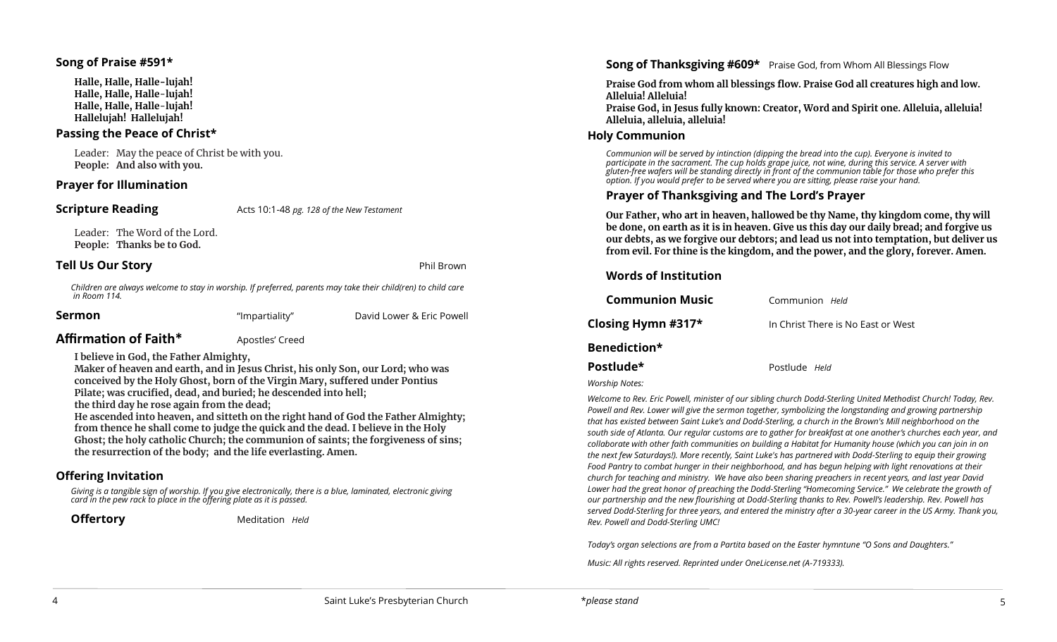### Song of Praise #591*

**Halle, Halle, Halle-lujah!**
**Halle, Halle, Halle-lujah!**
**Halle, Halle, Halle-lujah!**
**Hallelujah! Hallelujah!**

### Passing the Peace of Christ*

Leader: May the peace of Christ be with you.
**People: And also with you.**

### Prayer for Illumination

### Scripture Reading

Acts 10:1-48 *pg. 128 of the New Testament*

Leader: The Word of the Lord.
**People: Thanks be to God.**

### Tell Us Our Story

Phil Brown

*Children are always welcome to stay in worship. If preferred, parents may take their child(ren) to child care in Room 114.*

### Sermon

"Impartiality" David Lower & Eric Powell

### Affirmation of Faith*

Apostles' Creed

**I believe in God, the Father Almighty,**
**Maker of heaven and earth, and in Jesus Christ, his only Son, our Lord; who was conceived by the Holy Ghost, born of the Virgin Mary, suffered under Pontius Pilate; was crucified, dead, and buried; he descended into hell;**
**the third day he rose again from the dead;**
**He ascended into heaven, and sitteth on the right hand of God the Father Almighty; from thence he shall come to judge the quick and the dead. I believe in the Holy Ghost; the holy catholic Church; the communion of saints; the forgiveness of sins; the resurrection of the body; and the life everlasting. Amen.**

### Offering Invitation

*Giving is a tangible sign of worship. If you give electronically, there is a blue, laminated, electronic giving card in the pew rack to place in the offering plate as it is passed.*

### Offertory

Meditation *Held*

### Song of Thanksgiving #609*

Praise God, from Whom All Blessings Flow

**Praise God from whom all blessings flow. Praise God all creatures high and low. Alleluia! Alleluia!**
**Praise God, in Jesus fully known: Creator, Word and Spirit one. Alleluia, alleluia! Alleluia, alleluia, alleluia!**

### Holy Communion

*Communion will be served by intinction (dipping the bread into the cup). Everyone is invited to participate in the sacrament. The cup holds grape juice, not wine, during this service. A server with gluten-free wafers will be standing directly in front of the communion table for those who prefer this option. If you would prefer to be served where you are sitting, please raise your hand.*

### Prayer of Thanksgiving and The Lord's Prayer

**Our Father, who art in heaven, hallowed be thy Name, thy kingdom come, thy will be done, on earth as it is in heaven. Give us this day our daily bread; and forgive us our debts, as we forgive our debtors; and lead us not into temptation, but deliver us from evil. For thine is the kingdom, and the power, and the glory, forever. Amen.**

### Words of Institution

### Communion Music

Communion *Held*

### Closing Hymn #317*

In Christ There is No East or West

### Benediction*

### Postlude*

Postlude *Held*

*Worship Notes:*

*Welcome to Rev. Eric Powell, minister of our sibling church Dodd-Sterling United Methodist Church! Today, Rev. Powell and Rev. Lower will give the sermon together, symbolizing the longstanding and growing partnership that has existed between Saint Luke's and Dodd-Sterling, a church in the Brown's Mill neighborhood on the south side of Atlanta. Our regular customs are to gather for breakfast at one another's churches each year, and collaborate with other faith communities on building a Habitat for Humanity house (which you can join in on the next few Saturdays!). More recently, Saint Luke's has partnered with Dodd-Sterling to equip their growing Food Pantry to combat hunger in their neighborhood, and has begun helping with light renovations at their church for teaching and ministry. We have also been sharing preachers in recent years, and last year David Lower had the great honor of preaching the Dodd-Sterling "Homecoming Service." We celebrate the growth of our partnership and the new flourishing at Dodd-Sterling thanks to Rev. Powell's leadership. Rev. Powell has served Dodd-Sterling for three years, and entered the ministry after a 30-year career in the US Army. Thank you, Rev. Powell and Dodd-Sterling UMC!*

*Today's organ selections are from a Partita based on the Easter hymntune "O Sons and Daughters."*

*Music: All rights reserved. Reprinted under OneLicense.net (A-719333).*

**please stand*